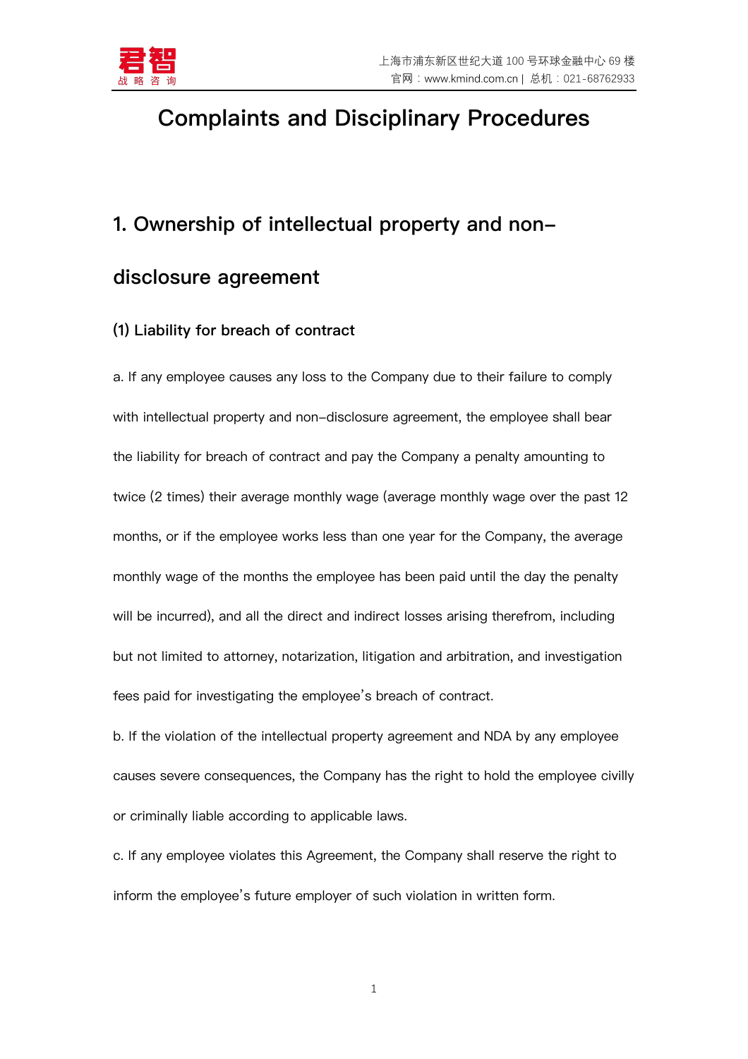# Complaints and Disciplinary Procedures

## 1. Ownership of intellectual property and non–disclosure agreement

### (1) Liability for breach of contract

a. If any employee causes any loss to the Company due to their failure to comply with intellectual property and non–disclosure agreement, the employee shall bear the liability for breach of contract and pay the Company a penalty amounting to twice (2 times) their average monthly wage (average monthly wage over the past 12 months, or if the employee works less than one year for the Company, the average monthly wage of the months the employee has been paid until the day the penalty will be incurred), and all the direct and indirect losses arising therefrom, including but not limited to attorney, notarization, litigation and arbitration, and investigation fees paid for investigating the employee's breach of contract.

b. If the violation of the intellectual property agreement and NDA by any employee causes severe consequences, the Company has the right to hold the employee civilly or criminally liable according to applicable laws.

c. If any employee violates this Agreement, the Company shall reserve the right to inform the employee's future employer of such violation in written form.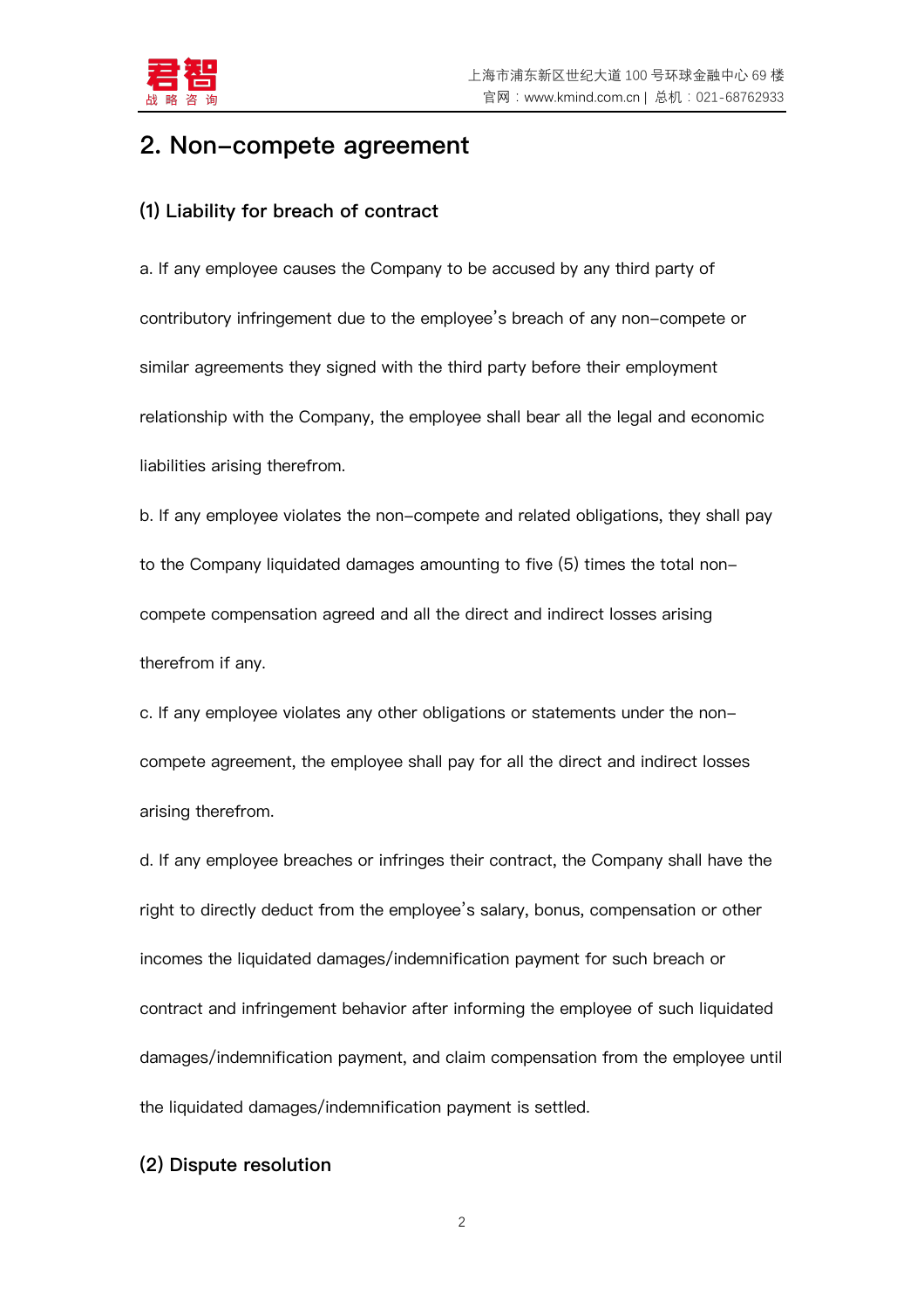## 2. Non-compete agreement

### (1) Liability for breach of contract

a. If any employee causes the Company to be accused by any third party of contributory infringement due to the employee's breach of any non-compete or similar agreements they signed with the third party before their employment relationship with the Company, the employee shall bear all the legal and economic liabilities arising therefrom.

b. If any employee violates the non-compete and related obligations, they shall pay to the Company liquidated damages amounting to five (5) times the total non-compete compensation agreed and all the direct and indirect losses arising therefrom if any.

c. If any employee violates any other obligations or statements under the non-compete agreement, the employee shall pay for all the direct and indirect losses arising therefrom.

d. If any employee breaches or infringes their contract, the Company shall have the right to directly deduct from the employee's salary, bonus, compensation or other incomes the liquidated damages/indemnification payment for such breach or contract and infringement behavior after informing the employee of such liquidated damages/indemnification payment, and claim compensation from the employee until the liquidated damages/indemnification payment is settled.

### (2) Dispute resolution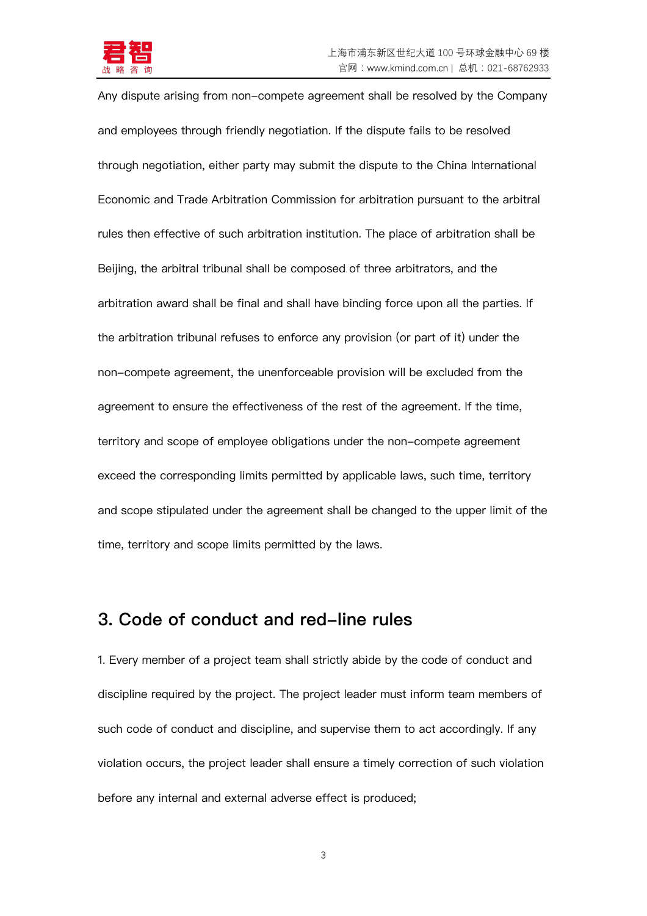Any dispute arising from non-compete agreement shall be resolved by the Company and employees through friendly negotiation. If the dispute fails to be resolved through negotiation, either party may submit the dispute to the China International Economic and Trade Arbitration Commission for arbitration pursuant to the arbitral rules then effective of such arbitration institution. The place of arbitration shall be Beijing, the arbitral tribunal shall be composed of three arbitrators, and the arbitration award shall be final and shall have binding force upon all the parties. If the arbitration tribunal refuses to enforce any provision (or part of it) under the non-compete agreement, the unenforceable provision will be excluded from the agreement to ensure the effectiveness of the rest of the agreement. If the time, territory and scope of employee obligations under the non-compete agreement exceed the corresponding limits permitted by applicable laws, such time, territory and scope stipulated under the agreement shall be changed to the upper limit of the time, territory and scope limits permitted by the laws.

## 3. Code of conduct and red-line rules

1. Every member of a project team shall strictly abide by the code of conduct and discipline required by the project. The project leader must inform team members of such code of conduct and discipline, and supervise them to act accordingly. If any violation occurs, the project leader shall ensure a timely correction of such violation before any internal and external adverse effect is produced;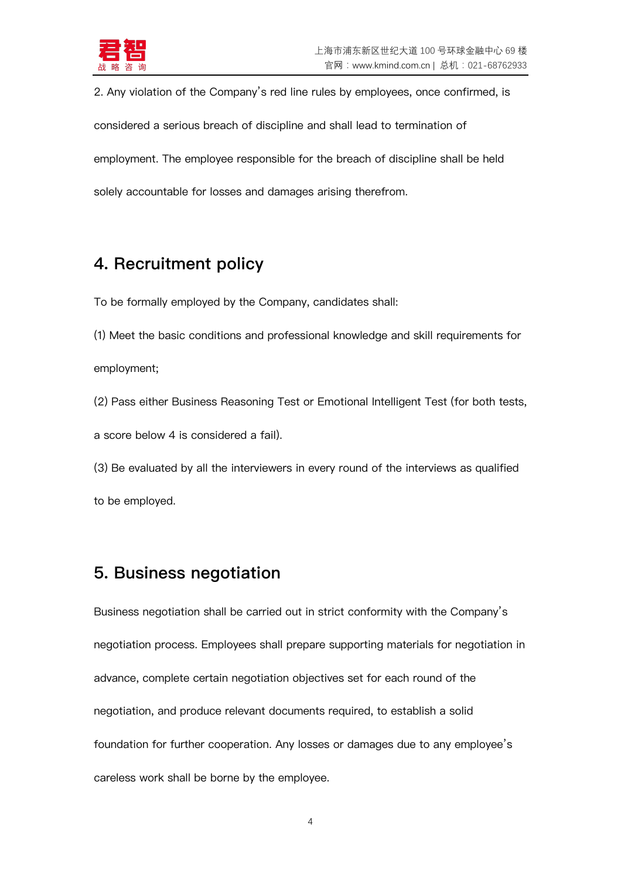2. Any violation of the Company's red line rules by employees, once confirmed, is considered a serious breach of discipline and shall lead to termination of employment. The employee responsible for the breach of discipline shall be held solely accountable for losses and damages arising therefrom.

## 4. Recruitment policy

To be formally employed by the Company, candidates shall:

(1) Meet the basic conditions and professional knowledge and skill requirements for employment;

(2) Pass either Business Reasoning Test or Emotional Intelligent Test (for both tests, a score below 4 is considered a fail).

(3) Be evaluated by all the interviewers in every round of the interviews as qualified to be employed.

## 5. Business negotiation

Business negotiation shall be carried out in strict conformity with the Company's negotiation process. Employees shall prepare supporting materials for negotiation in advance, complete certain negotiation objectives set for each round of the negotiation, and produce relevant documents required, to establish a solid foundation for further cooperation. Any losses or damages due to any employee's careless work shall be borne by the employee.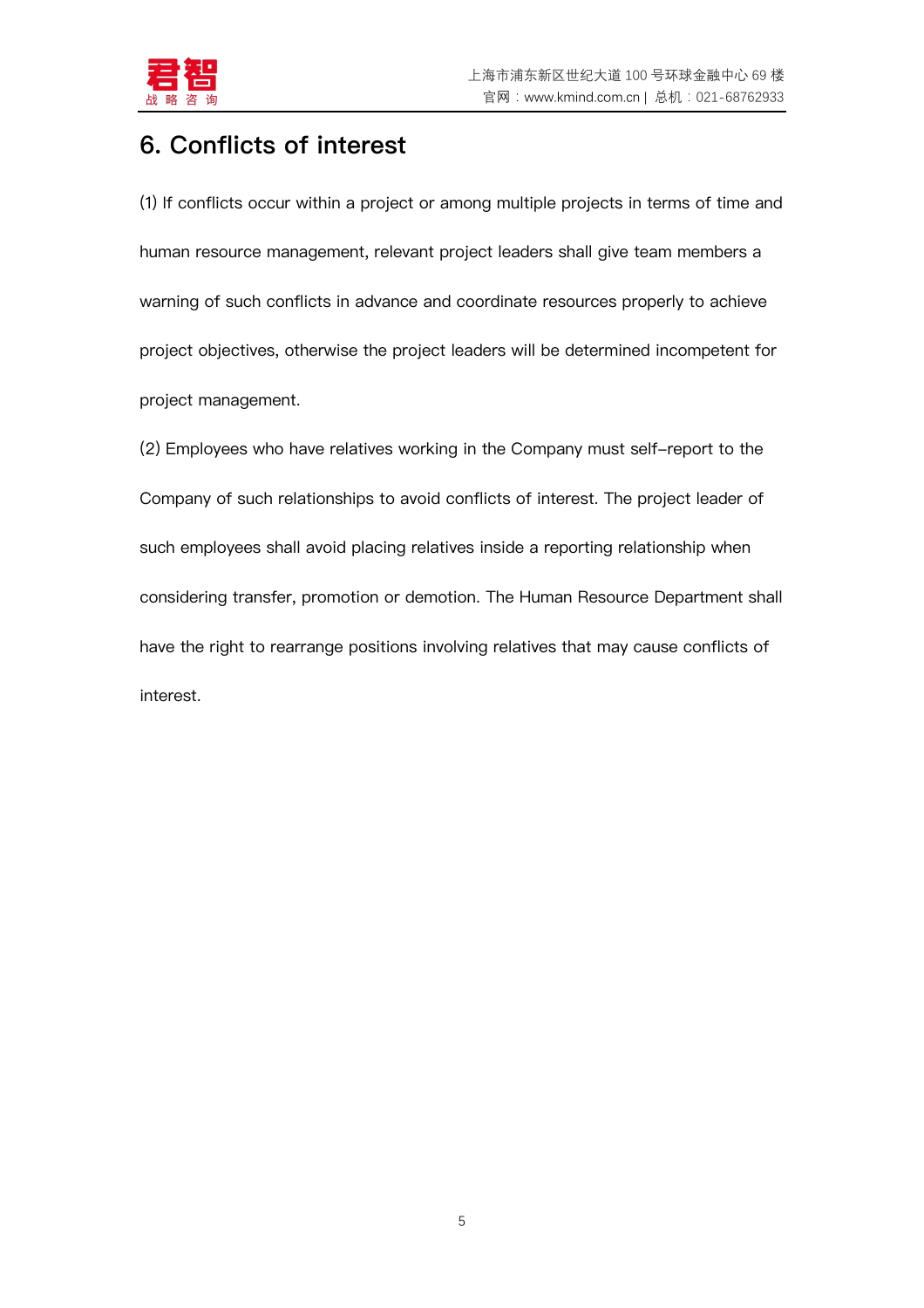# 6. Conflicts of interest

(1) If conflicts occur within a project or among multiple projects in terms of time and human resource management, relevant project leaders shall give team members a warning of such conflicts in advance and coordinate resources properly to achieve project objectives, otherwise the project leaders will be determined incompetent for project management.

(2) Employees who have relatives working in the Company must self-report to the Company of such relationships to avoid conflicts of interest. The project leader of such employees shall avoid placing relatives inside a reporting relationship when considering transfer, promotion or demotion. The Human Resource Department shall have the right to rearrange positions involving relatives that may cause conflicts of interest.